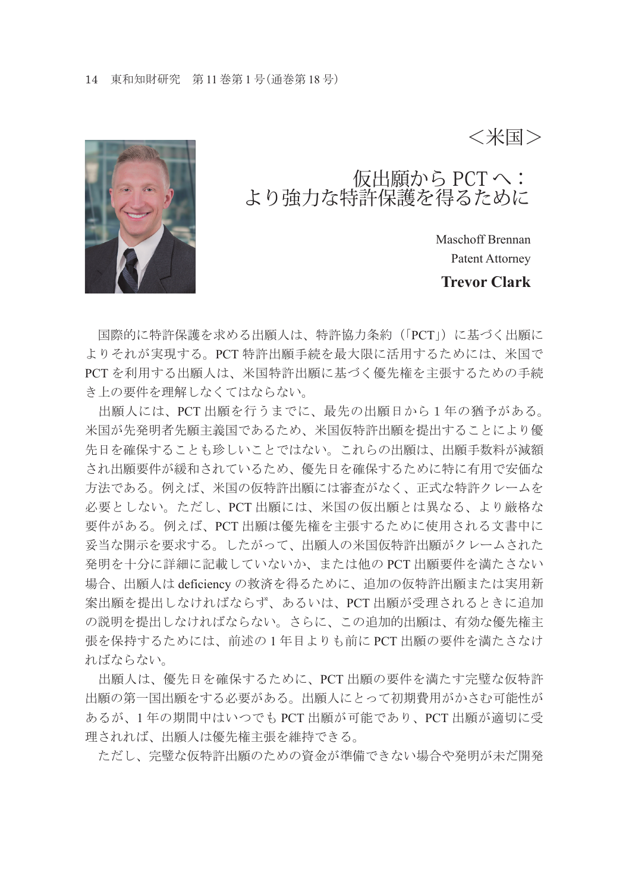＜米国＞

# 仮出願から PCT へ：より強力な特許保護を得るために

Maschoff Brennan
Patent Attorney
**Trevor Clark**

国際的に特許保護を求める出願人は、特許協力条約（「PCT」）に基づく出願によりそれが実現する。PCT 特許出願手続を最大限に活用するためには、米国で PCT を利用する出願人は、米国特許出願に基づく優先権を主張するための手続き上の要件を理解しなくてはならない。

出願人には、PCT 出願を行うまでに、最先の出願日から 1 年の猶予がある。米国が先発明者先願主義国であるため、米国仮特許出願を提出することにより優先日を確保することも珍しいことではない。これらの出願は、出願手数料が減額され出願要件が緩和されているため、優先日を確保するために特に有用で安価な方法である。例えば、米国の仮特許出願には審査がなく、正式な特許クレームを必要としない。ただし、PCT 出願には、米国の仮出願とは異なる、より厳格な要件がある。例えば、PCT 出願は優先権を主張するために使用される文書中に妥当な開示を要求する。したがって、出願人の米国仮特許出願がクレームされた発明を十分に詳細に記載していないか、または他の PCT 出願要件を満たさない場合、出願人は deficiency の救済を得るために、追加の仮特許出願または実用新案出願を提出しなければならず、あるいは、PCT 出願が受理されるときに追加の説明を提出しなければならない。さらに、この追加的出願は、有効な優先権主張を保持するためには、前述の 1 年目よりも前に PCT 出願の要件を満たさなければならない。

出願人は、優先日を確保するために、PCT 出願の要件を満たす完璧な仮特許出願の第一国出願をする必要がある。出願人にとって初期費用がかさむ可能性があるが、1 年の期間中はいつでも PCT 出願が可能であり、PCT 出願が適切に受理されれば、出願人は優先権主張を維持できる。

ただし、完璧な仮特許出願のための資金が準備できない場合や発明が未だ開発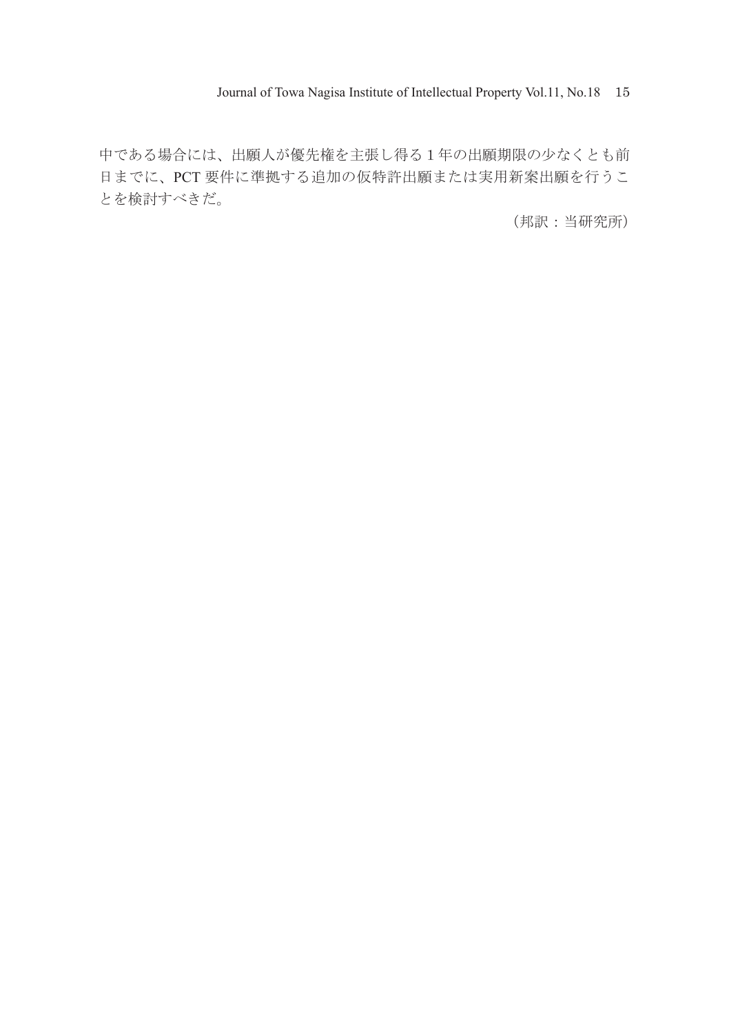中である場合には、出願人が優先権を主張し得る 1 年の出願期限の少なくとも前日までに、PCT 要件に準拠する追加の仮特許出願または実用新案出願を行うことを検討すべきだ。

（邦訳：当研究所）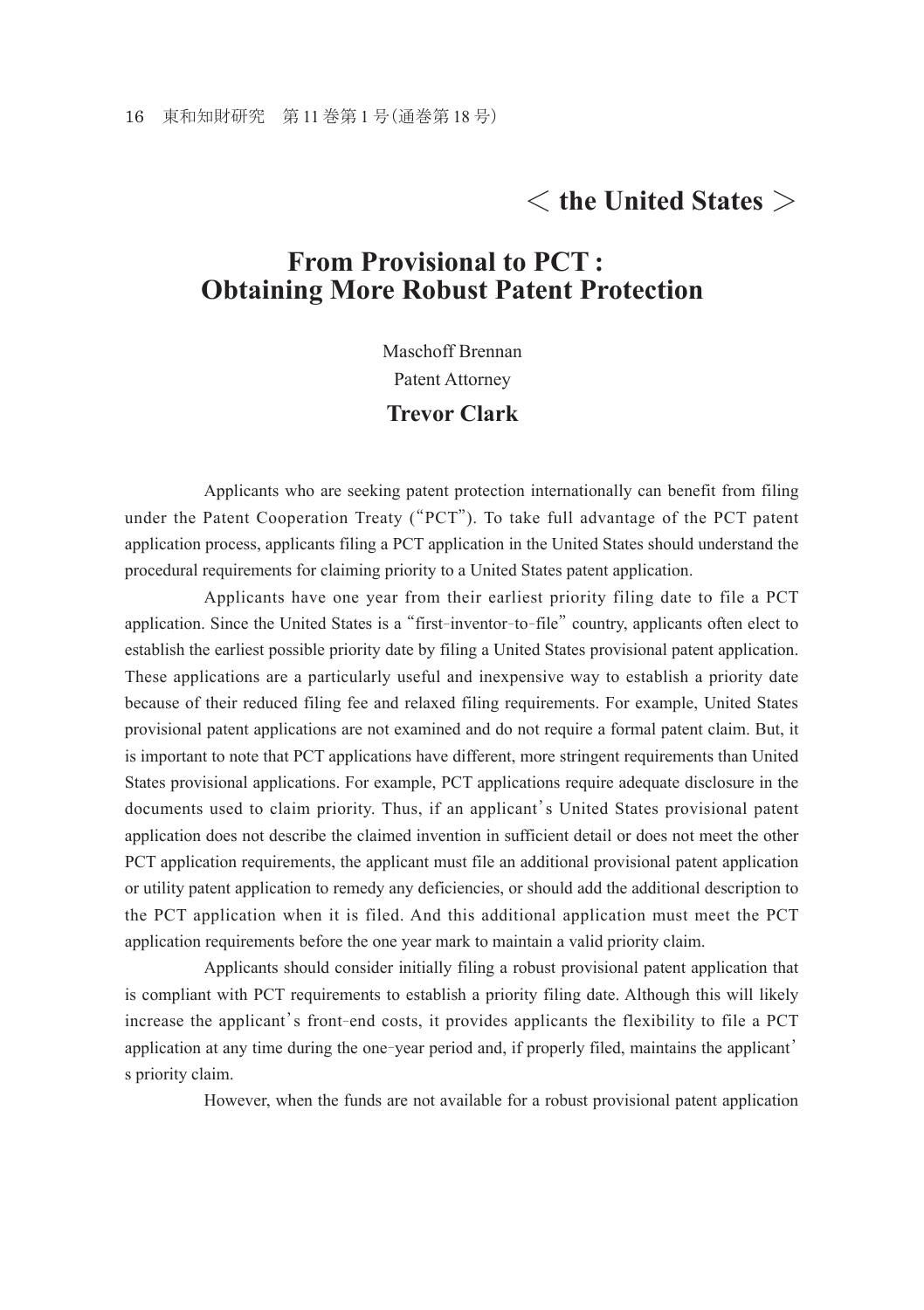## ＜ the United States ＞

# From Provisional to PCT : Obtaining More Robust Patent Protection

Maschoff Brennan

Patent Attorney

**Trevor Clark**

Applicants who are seeking patent protection internationally can benefit from filing under the Patent Cooperation Treaty ("PCT"). To take full advantage of the PCT patent application process, applicants filing a PCT application in the United States should understand the procedural requirements for claiming priority to a United States patent application.

Applicants have one year from their earliest priority filing date to file a PCT application. Since the United States is a "first-inventor-to-file" country, applicants often elect to establish the earliest possible priority date by filing a United States provisional patent application. These applications are a particularly useful and inexpensive way to establish a priority date because of their reduced filing fee and relaxed filing requirements. For example, United States provisional patent applications are not examined and do not require a formal patent claim. But, it is important to note that PCT applications have different, more stringent requirements than United States provisional applications. For example, PCT applications require adequate disclosure in the documents used to claim priority. Thus, if an applicant's United States provisional patent application does not describe the claimed invention in sufficient detail or does not meet the other PCT application requirements, the applicant must file an additional provisional patent application or utility patent application to remedy any deficiencies, or should add the additional description to the PCT application when it is filed. And this additional application must meet the PCT application requirements before the one year mark to maintain a valid priority claim.

Applicants should consider initially filing a robust provisional patent application that is compliant with PCT requirements to establish a priority filing date. Although this will likely increase the applicant's front-end costs, it provides applicants the flexibility to file a PCT application at any time during the one-year period and, if properly filed, maintains the applicant's priority claim.

However, when the funds are not available for a robust provisional patent application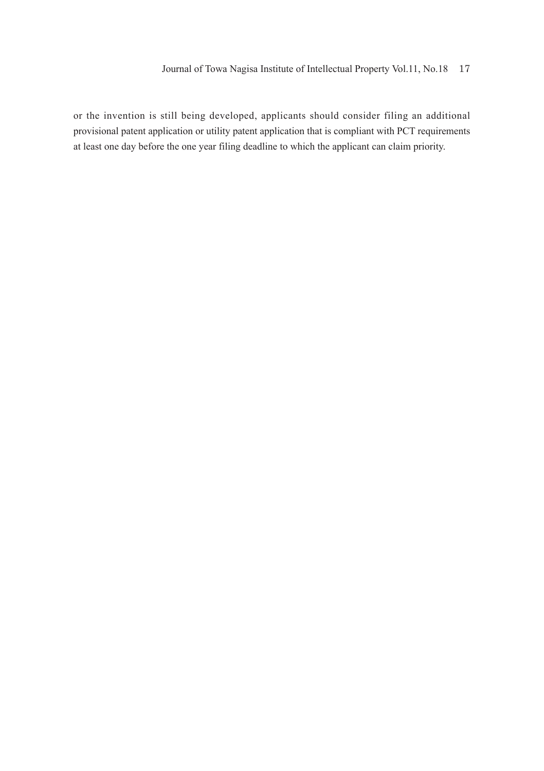or the invention is still being developed, applicants should consider filing an additional provisional patent application or utility patent application that is compliant with PCT requirements at least one day before the one year filing deadline to which the applicant can claim priority.